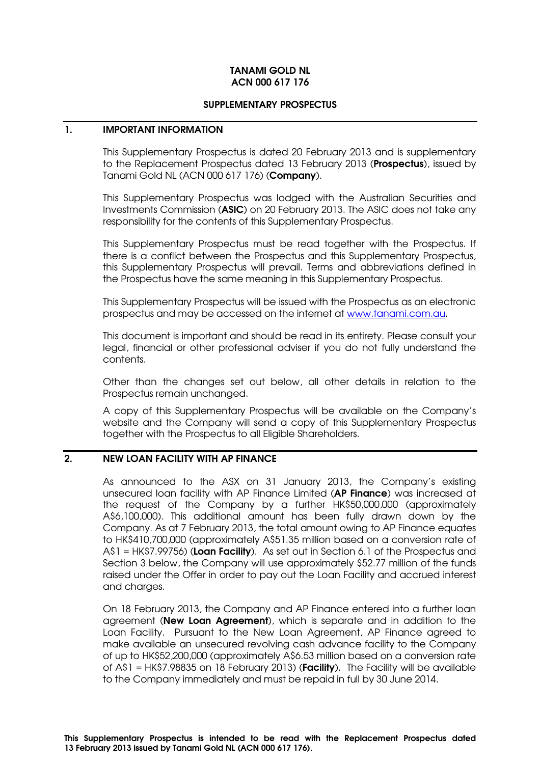**TANAMI GOLD NL**
**ACN 000 617 176**

**SUPPLEMENTARY PROSPECTUS**

## 1. IMPORTANT INFORMATION

This Supplementary Prospectus is dated 20 February 2013 and is supplementary to the Replacement Prospectus dated 13 February 2013 (**Prospectus**), issued by Tanami Gold NL (ACN 000 617 176) (**Company**).

This Supplementary Prospectus was lodged with the Australian Securities and Investments Commission (**ASIC**) on 20 February 2013. The ASIC does not take any responsibility for the contents of this Supplementary Prospectus.

This Supplementary Prospectus must be read together with the Prospectus. If there is a conflict between the Prospectus and this Supplementary Prospectus, this Supplementary Prospectus will prevail. Terms and abbreviations defined in the Prospectus have the same meaning in this Supplementary Prospectus.

This Supplementary Prospectus will be issued with the Prospectus as an electronic prospectus and may be accessed on the internet at www.tanami.com.au.

This document is important and should be read in its entirety. Please consult your legal, financial or other professional adviser if you do not fully understand the contents.

Other than the changes set out below, all other details in relation to the Prospectus remain unchanged.

A copy of this Supplementary Prospectus will be available on the Company's website and the Company will send a copy of this Supplementary Prospectus together with the Prospectus to all Eligible Shareholders.

## 2. NEW LOAN FACILITY WITH AP FINANCE

As announced to the ASX on 31 January 2013, the Company's existing unsecured loan facility with AP Finance Limited (**AP Finance**) was increased at the request of the Company by a further HK$50,000,000 (approximately A$6,100,000). This additional amount has been fully drawn down by the Company. As at 7 February 2013, the total amount owing to AP Finance equates to HK$410,700,000 (approximately A$51.35 million based on a conversion rate of A$1 = HK$7.99756) (**Loan Facility**). As set out in Section 6.1 of the Prospectus and Section 3 below, the Company will use approximately $52.77 million of the funds raised under the Offer in order to pay out the Loan Facility and accrued interest and charges.

On 18 February 2013, the Company and AP Finance entered into a further loan agreement (**New Loan Agreement**), which is separate and in addition to the Loan Facility. Pursuant to the New Loan Agreement, AP Finance agreed to make available an unsecured revolving cash advance facility to the Company of up to HK$52,200,000 (approximately A$6.53 million based on a conversion rate of A$1 = HK$7.98835 on 18 February 2013) (**Facility**). The Facility will be available to the Company immediately and must be repaid in full by 30 June 2014.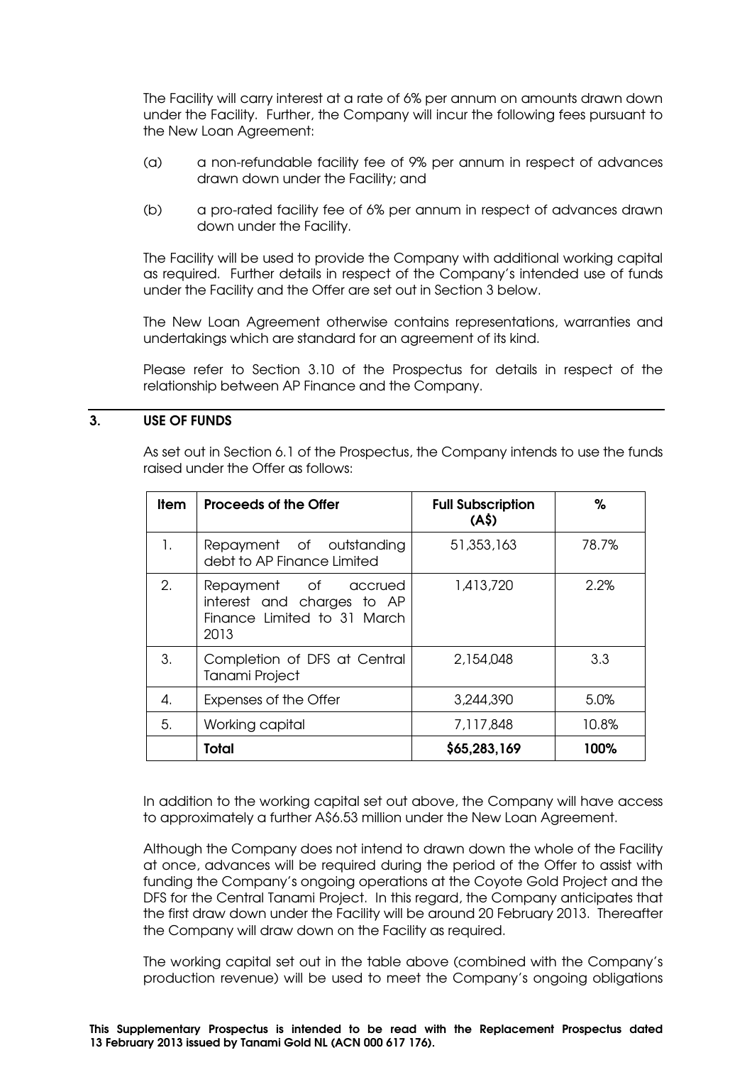The Facility will carry interest at a rate of 6% per annum on amounts drawn down under the Facility. Further, the Company will incur the following fees pursuant to the New Loan Agreement:

(a) a non-refundable facility fee of 9% per annum in respect of advances drawn down under the Facility; and

(b) a pro-rated facility fee of 6% per annum in respect of advances drawn down under the Facility.

The Facility will be used to provide the Company with additional working capital as required. Further details in respect of the Company's intended use of funds under the Facility and the Offer are set out in Section 3 below.

The New Loan Agreement otherwise contains representations, warranties and undertakings which are standard for an agreement of its kind.

Please refer to Section 3.10 of the Prospectus for details in respect of the relationship between AP Finance and the Company.

## 3. USE OF FUNDS

As set out in Section 6.1 of the Prospectus, the Company intends to use the funds raised under the Offer as follows:

| Item | Proceeds of the Offer | Full Subscription (A$) | % |
|---|---|---|---|
| 1. | Repayment of outstanding debt to AP Finance Limited | 51,353,163 | 78.7% |
| 2. | Repayment of accrued interest and charges to AP Finance Limited to 31 March 2013 | 1,413,720 | 2.2% |
| 3. | Completion of DFS at Central Tanami Project | 2,154,048 | 3.3 |
| 4. | Expenses of the Offer | 3,244,390 | 5.0% |
| 5. | Working capital | 7,117,848 | 10.8% |
| | **Total** | **$65,283,169** | **100%** |

In addition to the working capital set out above, the Company will have access to approximately a further A$6.53 million under the New Loan Agreement.

Although the Company does not intend to drawn down the whole of the Facility at once, advances will be required during the period of the Offer to assist with funding the Company's ongoing operations at the Coyote Gold Project and the DFS for the Central Tanami Project. In this regard, the Company anticipates that the first draw down under the Facility will be around 20 February 2013. Thereafter the Company will draw down on the Facility as required.

The working capital set out in the table above (combined with the Company's production revenue) will be used to meet the Company's ongoing obligations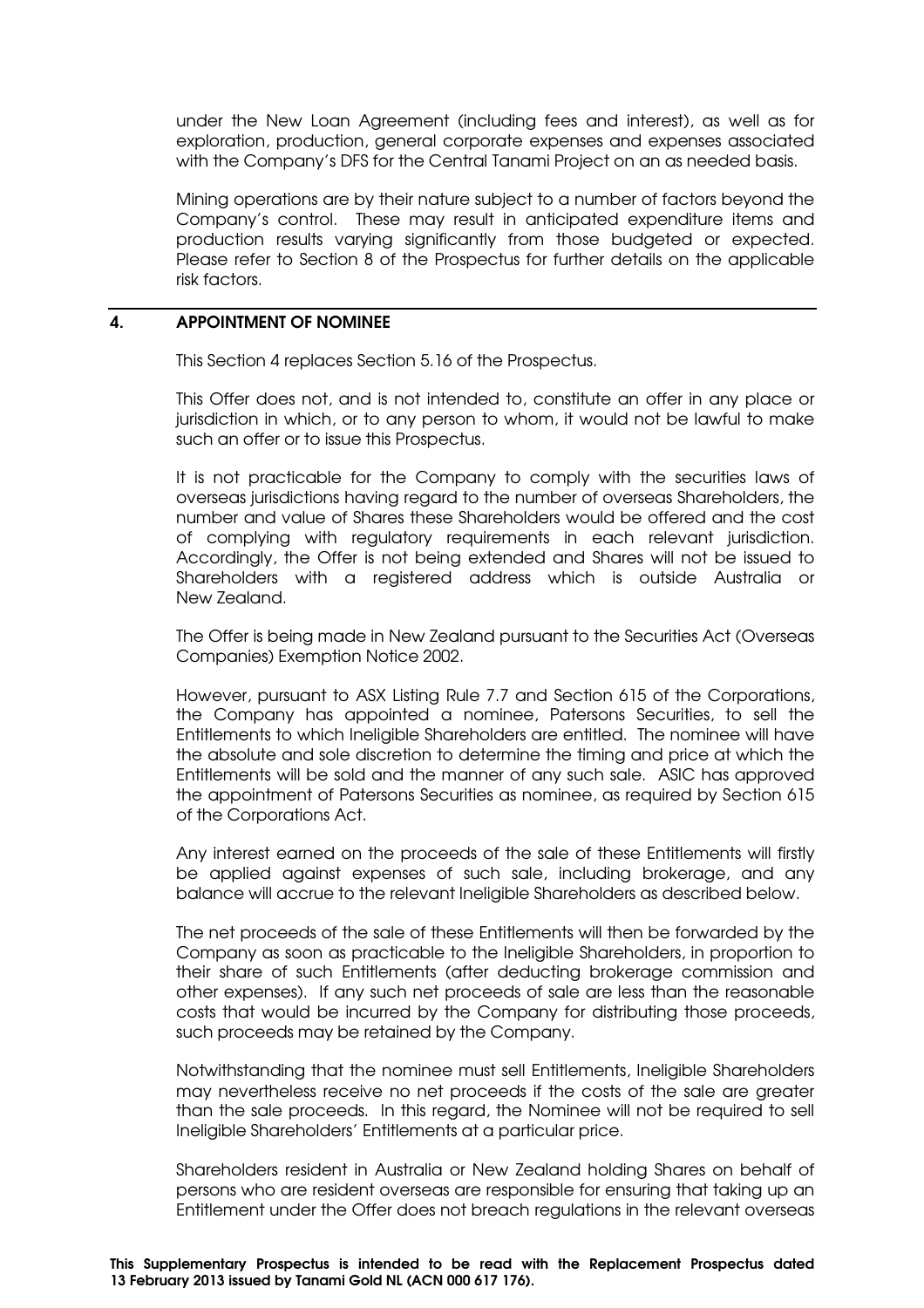under the New Loan Agreement (including fees and interest), as well as for exploration, production, general corporate expenses and expenses associated with the Company's DFS for the Central Tanami Project on an as needed basis.

Mining operations are by their nature subject to a number of factors beyond the Company's control. These may result in anticipated expenditure items and production results varying significantly from those budgeted or expected. Please refer to Section 8 of the Prospectus for further details on the applicable risk factors.

## 4. APPOINTMENT OF NOMINEE

This Section 4 replaces Section 5.16 of the Prospectus.

This Offer does not, and is not intended to, constitute an offer in any place or jurisdiction in which, or to any person to whom, it would not be lawful to make such an offer or to issue this Prospectus.

It is not practicable for the Company to comply with the securities laws of overseas jurisdictions having regard to the number of overseas Shareholders, the number and value of Shares these Shareholders would be offered and the cost of complying with regulatory requirements in each relevant jurisdiction. Accordingly, the Offer is not being extended and Shares will not be issued to Shareholders with a registered address which is outside Australia or New Zealand.

The Offer is being made in New Zealand pursuant to the Securities Act (Overseas Companies) Exemption Notice 2002.

However, pursuant to ASX Listing Rule 7.7 and Section 615 of the Corporations, the Company has appointed a nominee, Patersons Securities, to sell the Entitlements to which Ineligible Shareholders are entitled. The nominee will have the absolute and sole discretion to determine the timing and price at which the Entitlements will be sold and the manner of any such sale. ASIC has approved the appointment of Patersons Securities as nominee, as required by Section 615 of the Corporations Act.

Any interest earned on the proceeds of the sale of these Entitlements will firstly be applied against expenses of such sale, including brokerage, and any balance will accrue to the relevant Ineligible Shareholders as described below.

The net proceeds of the sale of these Entitlements will then be forwarded by the Company as soon as practicable to the Ineligible Shareholders, in proportion to their share of such Entitlements (after deducting brokerage commission and other expenses). If any such net proceeds of sale are less than the reasonable costs that would be incurred by the Company for distributing those proceeds, such proceeds may be retained by the Company.

Notwithstanding that the nominee must sell Entitlements, Ineligible Shareholders may nevertheless receive no net proceeds if the costs of the sale are greater than the sale proceeds. In this regard, the Nominee will not be required to sell Ineligible Shareholders' Entitlements at a particular price.

Shareholders resident in Australia or New Zealand holding Shares on behalf of persons who are resident overseas are responsible for ensuring that taking up an Entitlement under the Offer does not breach regulations in the relevant overseas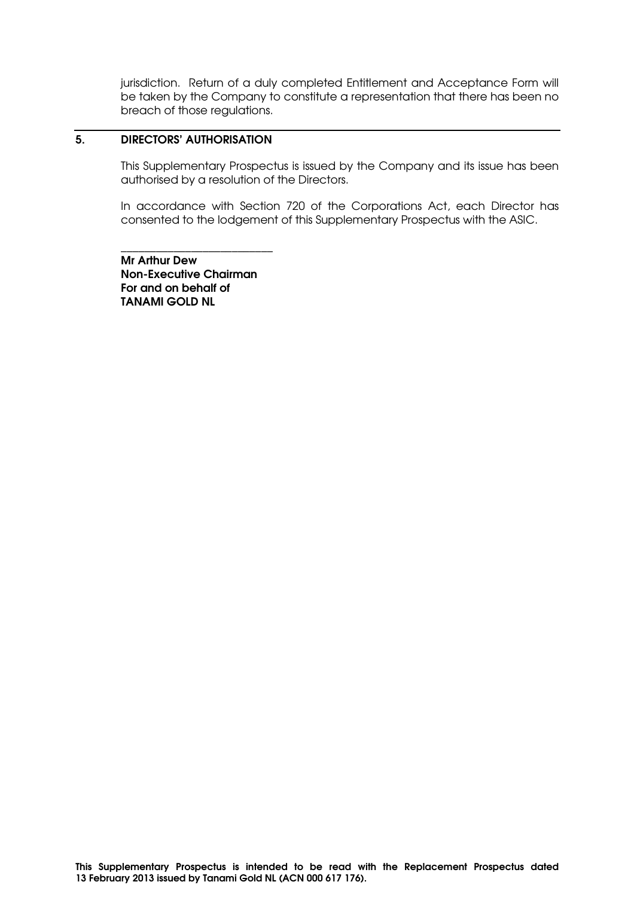jurisdiction. Return of a duly completed Entitlement and Acceptance Form will be taken by the Company to constitute a representation that there has been no breach of those regulations.

## 5. DIRECTORS' AUTHORISATION

This Supplementary Prospectus is issued by the Company and its issue has been authorised by a resolution of the Directors.

In accordance with Section 720 of the Corporations Act, each Director has consented to the lodgement of this Supplementary Prospectus with the ASIC.

___________________________

**Mr Arthur Dew**
**Non-Executive Chairman**
**For and on behalf of**
**TANAMI GOLD NL**

**This Supplementary Prospectus is intended to be read with the Replacement Prospectus dated 13 February 2013 issued by Tanami Gold NL (ACN 000 617 176).**